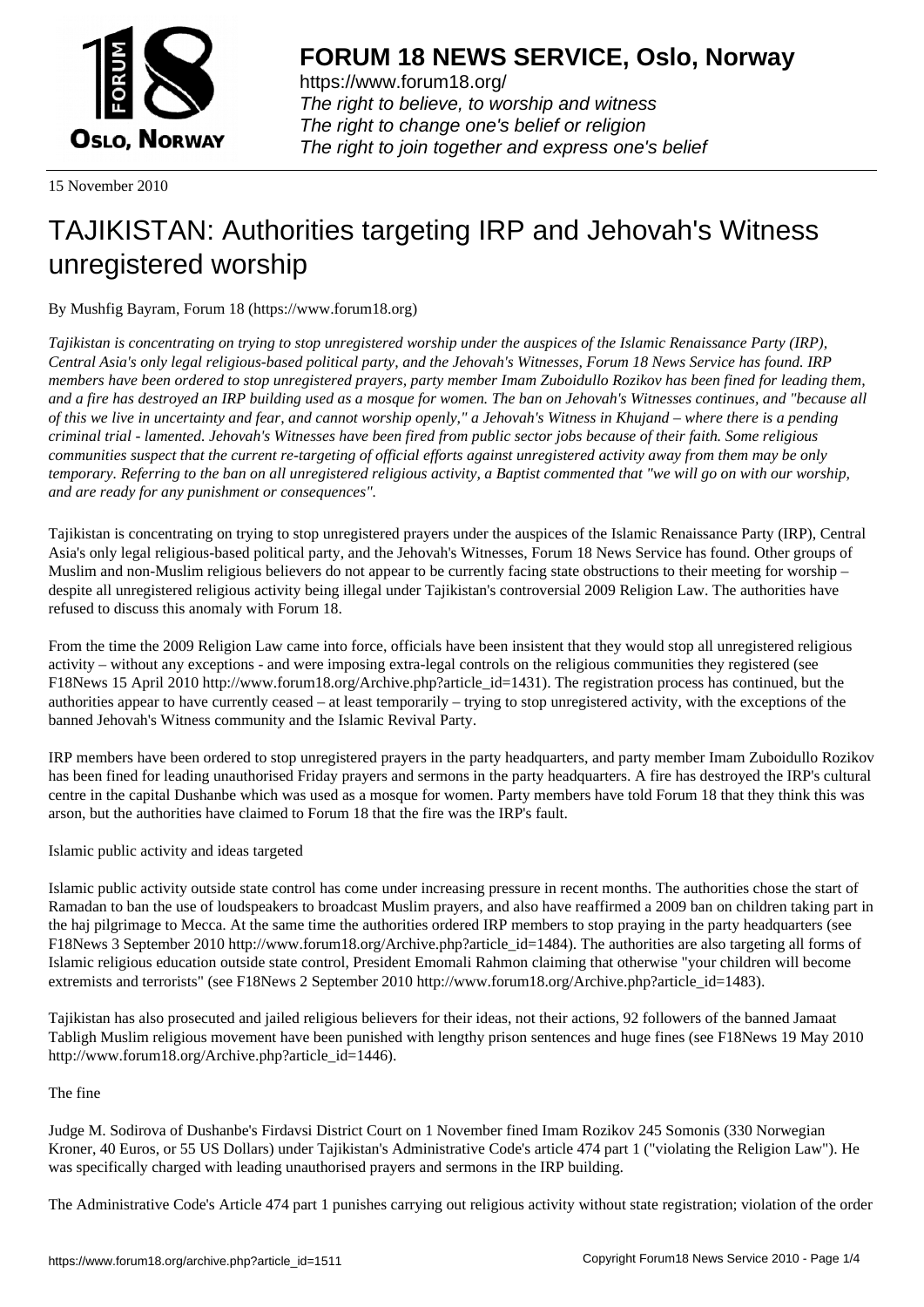**FORUM 18 NEWS SERVICE, Oslo, Norway**

https://www.forum18.org/
*The right to believe, to worship and witness*
*The right to change one's belief or religion*
*The right to join together and express one's belief*

15 November 2010

# TAJIKISTAN: Authorities targeting IRP and Jehovah's Witness unregistered worship

By Mushfig Bayram, Forum 18 (https://www.forum18.org)

*Tajikistan is concentrating on trying to stop unregistered worship under the auspices of the Islamic Renaissance Party (IRP), Central Asia's only legal religious-based political party, and the Jehovah's Witnesses, Forum 18 News Service has found. IRP members have been ordered to stop unregistered prayers, party member Imam Zuboidullo Rozikov has been fined for leading them, and a fire has destroyed an IRP building used as a mosque for women. The ban on Jehovah's Witnesses continues, and "because all of this we live in uncertainty and fear, and cannot worship openly," a Jehovah's Witness in Khujand – where there is a pending criminal trial - lamented. Jehovah's Witnesses have been fired from public sector jobs because of their faith. Some religious communities suspect that the current re-targeting of official efforts against unregistered activity away from them may be only temporary. Referring to the ban on all unregistered religious activity, a Baptist commented that "we will go on with our worship, and are ready for any punishment or consequences".*

Tajikistan is concentrating on trying to stop unregistered prayers under the auspices of the Islamic Renaissance Party (IRP), Central Asia's only legal religious-based political party, and the Jehovah's Witnesses, Forum 18 News Service has found. Other groups of Muslim and non-Muslim religious believers do not appear to be currently facing state obstructions to their meeting for worship – despite all unregistered religious activity being illegal under Tajikistan's controversial 2009 Religion Law. The authorities have refused to discuss this anomaly with Forum 18.

From the time the 2009 Religion Law came into force, officials have been insistent that they would stop all unregistered religious activity – without any exceptions - and were imposing extra-legal controls on the religious communities they registered (see F18News 15 April 2010 http://www.forum18.org/Archive.php?article_id=1431). The registration process has continued, but the authorities appear to have currently ceased – at least temporarily – trying to stop unregistered activity, with the exceptions of the banned Jehovah's Witness community and the Islamic Revival Party.

IRP members have been ordered to stop unregistered prayers in the party headquarters, and party member Imam Zuboidullo Rozikov has been fined for leading unauthorised Friday prayers and sermons in the party headquarters. A fire has destroyed the IRP's cultural centre in the capital Dushanbe which was used as a mosque for women. Party members have told Forum 18 that they think this was arson, but the authorities have claimed to Forum 18 that the fire was the IRP's fault.

Islamic public activity and ideas targeted

Islamic public activity outside state control has come under increasing pressure in recent months. The authorities chose the start of Ramadan to ban the use of loudspeakers to broadcast Muslim prayers, and also have reaffirmed a 2009 ban on children taking part in the haj pilgrimage to Mecca. At the same time the authorities ordered IRP members to stop praying in the party headquarters (see F18News 3 September 2010 http://www.forum18.org/Archive.php?article_id=1484). The authorities are also targeting all forms of Islamic religious education outside state control, President Emomali Rahmon claiming that otherwise "your children will become extremists and terrorists" (see F18News 2 September 2010 http://www.forum18.org/Archive.php?article_id=1483).

Tajikistan has also prosecuted and jailed religious believers for their ideas, not their actions, 92 followers of the banned Jamaat Tabligh Muslim religious movement have been punished with lengthy prison sentences and huge fines (see F18News 19 May 2010 http://www.forum18.org/Archive.php?article_id=1446).

The fine

Judge M. Sodirova of Dushanbe's Firdavsi District Court on 1 November fined Imam Rozikov 245 Somonis (330 Norwegian Kroner, 40 Euros, or 55 US Dollars) under Tajikistan's Administrative Code's article 474 part 1 ("violating the Religion Law"). He was specifically charged with leading unauthorised prayers and sermons in the IRP building.

The Administrative Code's Article 474 part 1 punishes carrying out religious activity without state registration; violation of the order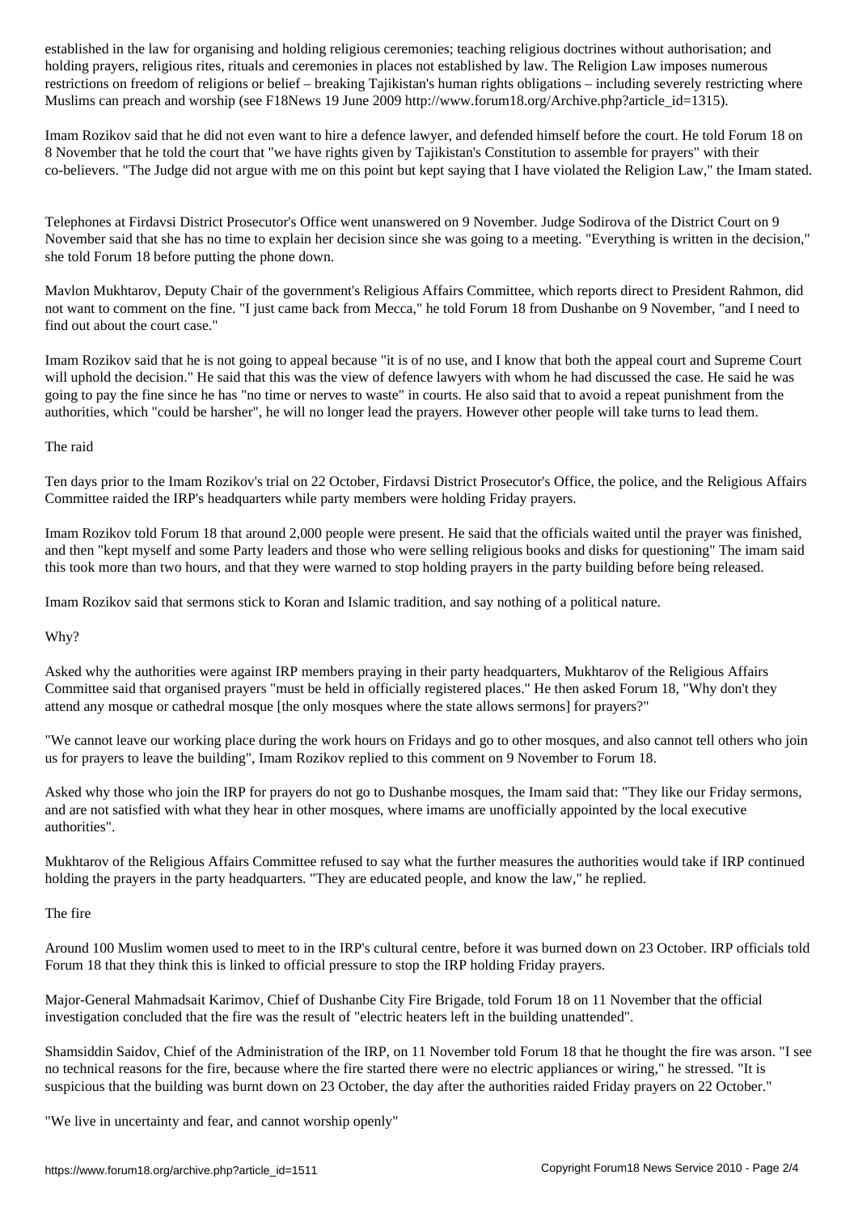established in the law for organising and holding religious ceremonies; teaching religious doctrines without authorisation; and holding prayers, religious rites, rituals and ceremonies in places not established by law. The Religion Law imposes numerous restrictions on freedom of religions or belief – breaking Tajikistan's human rights obligations – including severely restricting where Muslims can preach and worship (see F18News 19 June 2009 http://www.forum18.org/Archive.php?article_id=1315).

Imam Rozikov said that he did not even want to hire a defence lawyer, and defended himself before the court. He told Forum 18 on 8 November that he told the court that "we have rights given by Tajikistan's Constitution to assemble for prayers" with their co-believers. "The Judge did not argue with me on this point but kept saying that I have violated the Religion Law," the Imam stated.

Telephones at Firdavsi District Prosecutor's Office went unanswered on 9 November. Judge Sodirova of the District Court on 9 November said that she has no time to explain her decision since she was going to a meeting. "Everything is written in the decision," she told Forum 18 before putting the phone down.

Mavlon Mukhtarov, Deputy Chair of the government's Religious Affairs Committee, which reports direct to President Rahmon, did not want to comment on the fine. "I just came back from Mecca," he told Forum 18 from Dushanbe on 9 November, "and I need to find out about the court case."

Imam Rozikov said that he is not going to appeal because "it is of no use, and I know that both the appeal court and Supreme Court will uphold the decision." He said that this was the view of defence lawyers with whom he had discussed the case. He said he was going to pay the fine since he has "no time or nerves to waste" in courts. He also said that to avoid a repeat punishment from the authorities, which "could be harsher", he will no longer lead the prayers. However other people will take turns to lead them.

## The raid

Ten days prior to the Imam Rozikov's trial on 22 October, Firdavsi District Prosecutor's Office, the police, and the Religious Affairs Committee raided the IRP's headquarters while party members were holding Friday prayers.

Imam Rozikov told Forum 18 that around 2,000 people were present. He said that the officials waited until the prayer was finished, and then "kept myself and some Party leaders and those who were selling religious books and disks for questioning" The imam said this took more than two hours, and that they were warned to stop holding prayers in the party building before being released.

Imam Rozikov said that sermons stick to Koran and Islamic tradition, and say nothing of a political nature.

## Why?

Asked why the authorities were against IRP members praying in their party headquarters, Mukhtarov of the Religious Affairs Committee said that organised prayers "must be held in officially registered places." He then asked Forum 18, "Why don't they attend any mosque or cathedral mosque [the only mosques where the state allows sermons] for prayers?"

"We cannot leave our working place during the work hours on Fridays and go to other mosques, and also cannot tell others who join us for prayers to leave the building", Imam Rozikov replied to this comment on 9 November to Forum 18.

Asked why those who join the IRP for prayers do not go to Dushanbe mosques, the Imam said that: "They like our Friday sermons, and are not satisfied with what they hear in other mosques, where imams are unofficially appointed by the local executive authorities".

Mukhtarov of the Religious Affairs Committee refused to say what the further measures the authorities would take if IRP continued holding the prayers in the party headquarters. "They are educated people, and know the law," he replied.

## The fire

Around 100 Muslim women used to meet to in the IRP's cultural centre, before it was burned down on 23 October. IRP officials told Forum 18 that they think this is linked to official pressure to stop the IRP holding Friday prayers.

Major-General Mahmadsait Karimov, Chief of Dushanbe City Fire Brigade, told Forum 18 on 11 November that the official investigation concluded that the fire was the result of "electric heaters left in the building unattended".

Shamsiddin Saidov, Chief of the Administration of the IRP, on 11 November told Forum 18 that he thought the fire was arson. "I see no technical reasons for the fire, because where the fire started there were no electric appliances or wiring," he stressed. "It is suspicious that the building was burnt down on 23 October, the day after the authorities raided Friday prayers on 22 October."

## "We live in uncertainty and fear, and cannot worship openly"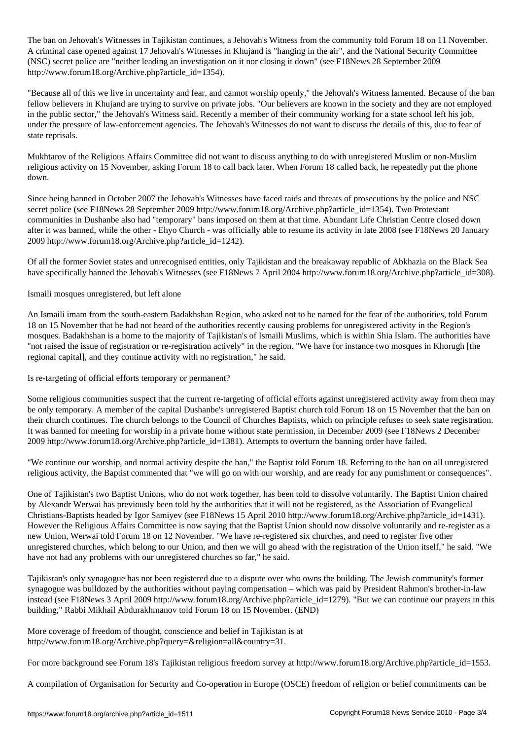The ban on Jehovah's Witnesses in Tajikistan continues, a Jehovah's Witness from the community told Forum 18 on 11 November. A criminal case opened against 17 Jehovah's Witnesses in Khujand is "hanging in the air", and the National Security Committee (NSC) secret police are "neither leading an investigation on it nor closing it down" (see F18News 28 September 2009 http://www.forum18.org/Archive.php?article_id=1354).

"Because all of this we live in uncertainty and fear, and cannot worship openly," the Jehovah's Witness lamented. Because of the ban fellow believers in Khujand are trying to survive on private jobs. "Our believers are known in the society and they are not employed in the public sector," the Jehovah's Witness said. Recently a member of their community working for a state school left his job, under the pressure of law-enforcement agencies. The Jehovah's Witnesses do not want to discuss the details of this, due to fear of state reprisals.

Mukhtarov of the Religious Affairs Committee did not want to discuss anything to do with unregistered Muslim or non-Muslim religious activity on 15 November, asking Forum 18 to call back later. When Forum 18 called back, he repeatedly put the phone down.

Since being banned in October 2007 the Jehovah's Witnesses have faced raids and threats of prosecutions by the police and NSC secret police (see F18News 28 September 2009 http://www.forum18.org/Archive.php?article_id=1354). Two Protestant communities in Dushanbe also had "temporary" bans imposed on them at that time. Abundant Life Christian Centre closed down after it was banned, while the other - Ehyo Church - was officially able to resume its activity in late 2008 (see F18News 20 January 2009 http://www.forum18.org/Archive.php?article_id=1242).

Of all the former Soviet states and unrecognised entities, only Tajikistan and the breakaway republic of Abkhazia on the Black Sea have specifically banned the Jehovah's Witnesses (see F18News 7 April 2004 http://www.forum18.org/Archive.php?article_id=308).

## Ismaili mosques unregistered, but left alone

An Ismaili imam from the south-eastern Badakhshan Region, who asked not to be named for the fear of the authorities, told Forum 18 on 15 November that he had not heard of the authorities recently causing problems for unregistered activity in the Region's mosques. Badakhshan is a home to the majority of Tajikistan's of Ismaili Muslims, which is within Shia Islam. The authorities have "not raised the issue of registration or re-registration actively" in the region. "We have for instance two mosques in Khorugh [the regional capital], and they continue activity with no registration," he said.

## Is re-targeting of official efforts temporary or permanent?

Some religious communities suspect that the current re-targeting of official efforts against unregistered activity away from them may be only temporary. A member of the capital Dushanbe's unregistered Baptist church told Forum 18 on 15 November that the ban on their church continues. The church belongs to the Council of Churches Baptists, which on principle refuses to seek state registration. It was banned for meeting for worship in a private home without state permission, in December 2009 (see F18News 2 December 2009 http://www.forum18.org/Archive.php?article_id=1381). Attempts to overturn the banning order have failed.

"We continue our worship, and normal activity despite the ban," the Baptist told Forum 18. Referring to the ban on all unregistered religious activity, the Baptist commented that "we will go on with our worship, and are ready for any punishment or consequences".

One of Tajikistan's two Baptist Unions, who do not work together, has been told to dissolve voluntarily. The Baptist Union chaired by Alexandr Werwai has previously been told by the authorities that it will not be registered, as the Association of Evangelical Christians-Baptists headed by Igor Samiyev (see F18News 15 April 2010 http://www.forum18.org/Archive.php?article_id=1431). However the Religious Affairs Committee is now saying that the Baptist Union should now dissolve voluntarily and re-register as a new Union, Werwai told Forum 18 on 12 November. "We have re-registered six churches, and need to register five other unregistered churches, which belong to our Union, and then we will go ahead with the registration of the Union itself," he said. "We have not had any problems with our unregistered churches so far," he said.

Tajikistan's only synagogue has not been registered due to a dispute over who owns the building. The Jewish community's former synagogue was bulldozed by the authorities without paying compensation – which was paid by President Rahmon's brother-in-law instead (see F18News 3 April 2009 http://www.forum18.org/Archive.php?article_id=1279). "But we can continue our prayers in this building," Rabbi Mikhail Abdurakhmanov told Forum 18 on 15 November. (END)

More coverage of freedom of thought, conscience and belief in Tajikistan is at http://www.forum18.org/Archive.php?query=&religion=all&country=31.

For more background see Forum 18's Tajikistan religious freedom survey at http://www.forum18.org/Archive.php?article_id=1553.

A compilation of Organisation for Security and Co-operation in Europe (OSCE) freedom of religion or belief commitments can be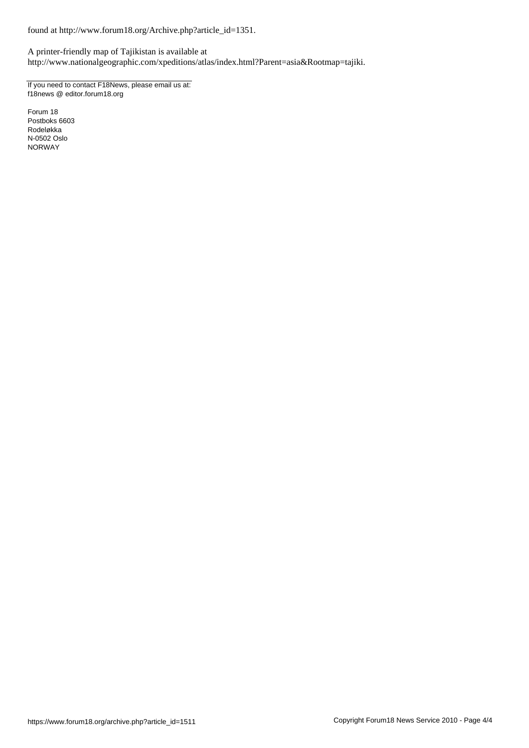found at http://www.forum18.org/Archive.php?article_id=1351.

A printer-friendly map of Tajikistan is available at
http://www.nationalgeographic.com/xpeditions/atlas/index.html?Parent=asia&Rootmap=tajiki.

---

If you need to contact F18News, please email us at:
f18news @ editor.forum18.org

Forum 18
Postboks 6603
Rodeløkka
N-0502 Oslo
NORWAY